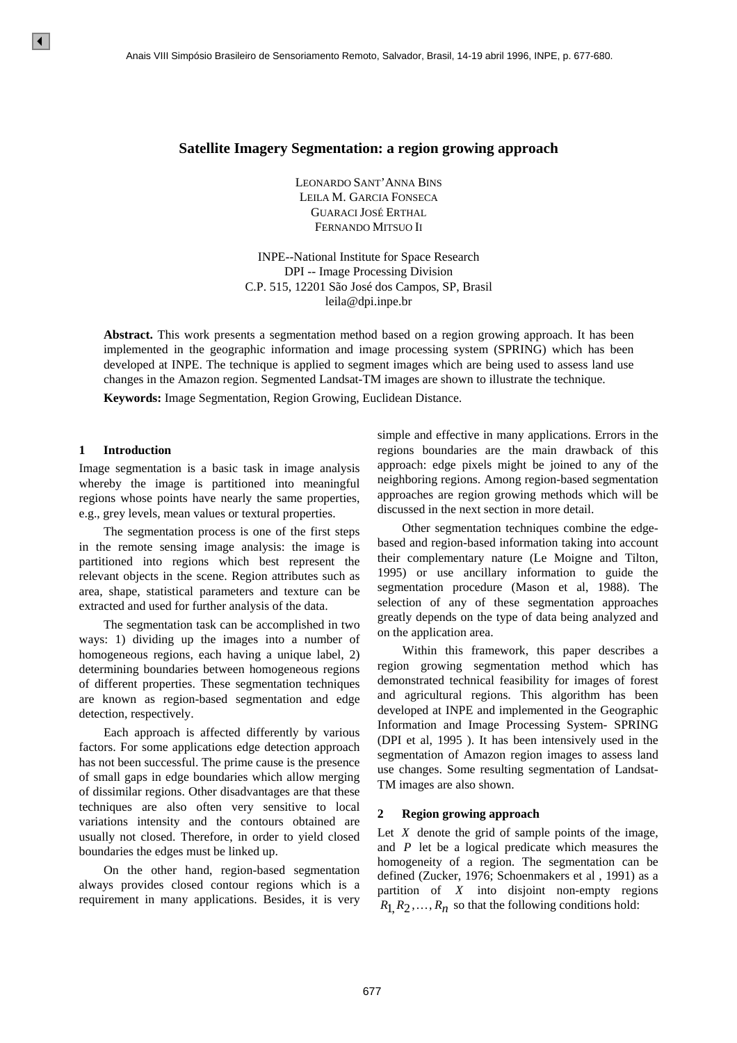# Satellite Imagery Segmentation: a region growing approach

LEONARDO SANT'ANNA BINS
LEILA M. GARCIA FONSECA
GUARACI JOSÉ ERTHAL
FERNANDO MITSUO II

INPE--National Institute for Space Research
DPI -- Image Processing Division
C.P. 515, 12201 São José dos Campos, SP, Brasil
leila@dpi.inpe.br

**Abstract.** This work presents a segmentation method based on a region growing approach. It has been implemented in the geographic information and image processing system (SPRING) which has been developed at INPE. The technique is applied to segment images which are being used to assess land use changes in the Amazon region. Segmented Landsat-TM images are shown to illustrate the technique.

**Keywords:** Image Segmentation, Region Growing, Euclidean Distance.

## 1 Introduction

Image segmentation is a basic task in image analysis whereby the image is partitioned into meaningful regions whose points have nearly the same properties, e.g., grey levels, mean values or textural properties.

The segmentation process is one of the first steps in the remote sensing image analysis: the image is partitioned into regions which best represent the relevant objects in the scene. Region attributes such as area, shape, statistical parameters and texture can be extracted and used for further analysis of the data.

The segmentation task can be accomplished in two ways: 1) dividing up the images into a number of homogeneous regions, each having a unique label, 2) determining boundaries between homogeneous regions of different properties. These segmentation techniques are known as region-based segmentation and edge detection, respectively.

Each approach is affected differently by various factors. For some applications edge detection approach has not been successful. The prime cause is the presence of small gaps in edge boundaries which allow merging of dissimilar regions. Other disadvantages are that these techniques are also often very sensitive to local variations intensity and the contours obtained are usually not closed. Therefore, in order to yield closed boundaries the edges must be linked up.

On the other hand, region-based segmentation always provides closed contour regions which is a requirement in many applications. Besides, it is very simple and effective in many applications. Errors in the regions boundaries are the main drawback of this approach: edge pixels might be joined to any of the neighboring regions. Among region-based segmentation approaches are region growing methods which will be discussed in the next section in more detail.

Other segmentation techniques combine the edge-based and region-based information taking into account their complementary nature (Le Moigne and Tilton, 1995) or use ancillary information to guide the segmentation procedure (Mason et al, 1988). The selection of any of these segmentation approaches greatly depends on the type of data being analyzed and on the application area.

Within this framework, this paper describes a region growing segmentation method which has demonstrated technical feasibility for images of forest and agricultural regions. This algorithm has been developed at INPE and implemented in the Geographic Information and Image Processing System- SPRING (DPI et al, 1995 ). It has been intensively used in the segmentation of Amazon region images to assess land use changes. Some resulting segmentation of Landsat-TM images are also shown.

## 2 Region growing approach

Let $X$ denote the grid of sample points of the image, and $P$ let be a logical predicate which measures the homogeneity of a region. The segmentation can be defined (Zucker, 1976; Schoenmakers et al , 1991) as a partition of $X$ into disjoint non-empty regions $R_1, R_2, \ldots, R_n$ so that the following conditions hold: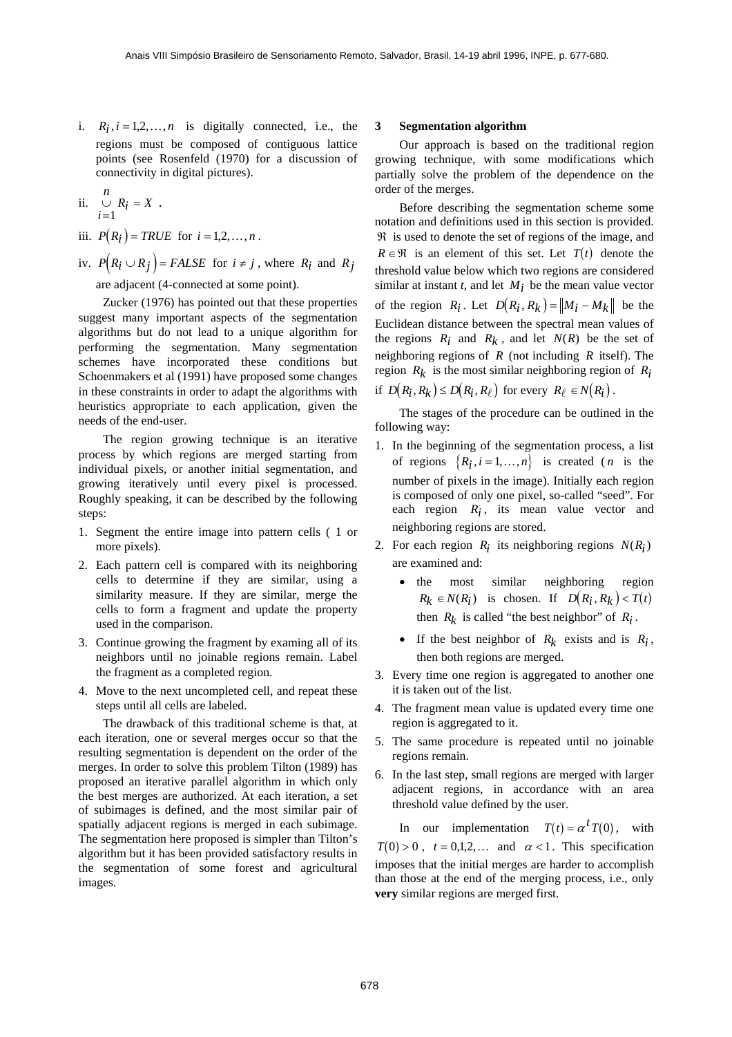i. $R_i, i = 1,2,\ldots,n$ is digitally connected, i.e., the regions must be composed of contiguous lattice points (see Rosenfeld (1970) for a discussion of connectivity in digital pictures).

ii. $\bigcup_{i=1}^{n} R_i = X$ .

iii. $P(R_i) = TRUE$ for $i = 1,2,\ldots,n$ .

iv. $P(R_i \cup R_j) = FALSE$ for $i \neq j$ , where $R_i$ and $R_j$ are adjacent (4-connected at some point).

Zucker (1976) has pointed out that these properties suggest many important aspects of the segmentation algorithms but do not lead to a unique algorithm for performing the segmentation. Many segmentation schemes have incorporated these conditions but Schoenmakers et al (1991) have proposed some changes in these constraints in order to adapt the algorithms with heuristics appropriate to each application, given the needs of the end-user.

The region growing technique is an iterative process by which regions are merged starting from individual pixels, or another initial segmentation, and growing iteratively until every pixel is processed. Roughly speaking, it can be described by the following steps:

1. Segment the entire image into pattern cells ( 1 or more pixels).
2. Each pattern cell is compared with its neighboring cells to determine if they are similar, using a similarity measure. If they are similar, merge the cells to form a fragment and update the property used in the comparison.
3. Continue growing the fragment by examing all of its neighbors until no joinable regions remain. Label the fragment as a completed region.
4. Move to the next uncompleted cell, and repeat these steps until all cells are labeled.

The drawback of this traditional scheme is that, at each iteration, one or several merges occur so that the resulting segmentation is dependent on the order of the merges. In order to solve this problem Tilton (1989) has proposed an iterative parallel algorithm in which only the best merges are authorized. At each iteration, a set of subimages is defined, and the most similar pair of spatially adjacent regions is merged in each subimage. The segmentation here proposed is simpler than Tilton's algorithm but it has been provided satisfactory results in the segmentation of some forest and agricultural images.

## 3 Segmentation algorithm

Our approach is based on the traditional region growing technique, with some modifications which partially solve the problem of the dependence on the order of the merges.

Before describing the segmentation scheme some notation and definitions used in this section is provided. $\Re$ is used to denote the set of regions of the image, and $R \in \Re$ is an element of this set. Let $T(t)$ denote the threshold value below which two regions are considered similar at instant *t*, and let $M_i$ be the mean value vector of the region $R_i$. Let $D(R_i, R_k) = \|M_i - M_k\|$ be the Euclidean distance between the spectral mean values of the regions $R_i$ and $R_k$, and let $N(R)$ be the set of neighboring regions of $R$ (not including $R$ itself). The region $R_k$ is the most similar neighboring region of $R_i$ if $D(R_i, R_k) \leq D(R_i, R_\ell)$ for every $R_\ell \in N(R_i)$.

The stages of the procedure can be outlined in the following way:

1. In the beginning of the segmentation process, a list of regions $\{R_i, i = 1,\ldots,n\}$ is created ($n$ is the number of pixels in the image). Initially each region is composed of only one pixel, so-called "seed". For each region $R_i$, its mean value vector and neighboring regions are stored.
2. For each region $R_i$ its neighboring regions $N(R_i)$ are examined and:
   - the most similar neighboring region $R_k \in N(R_i)$ is chosen. If $D(R_i, R_k) < T(t)$ then $R_k$ is called "the best neighbor" of $R_i$.
   - If the best neighbor of $R_k$ exists and is $R_i$, then both regions are merged.
3. Every time one region is aggregated to another one it is taken out of the list.
4. The fragment mean value is updated every time one region is aggregated to it.
5. The same procedure is repeated until no joinable regions remain.
6. In the last step, small regions are merged with larger adjacent regions, in accordance with an area threshold value defined by the user.

In our implementation $T(t) = \alpha^t T(0)$, with $T(0) > 0$, $t = 0,1,2,\ldots$ and $\alpha < 1$. This specification imposes that the initial merges are harder to accomplish than those at the end of the merging process, i.e., only **very** similar regions are merged first.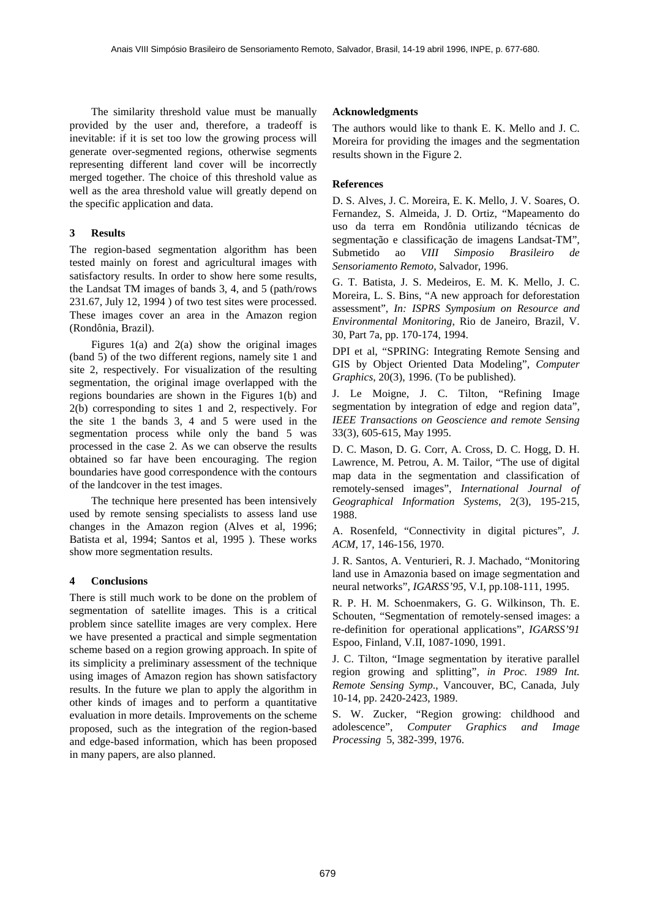The similarity threshold value must be manually provided by the user and, therefore, a tradeoff is inevitable: if it is set too low the growing process will generate over-segmented regions, otherwise segments representing different land cover will be incorrectly merged together. The choice of this threshold value as well as the area threshold value will greatly depend on the specific application and data.

## 3 Results

The region-based segmentation algorithm has been tested mainly on forest and agricultural images with satisfactory results. In order to show here some results, the Landsat TM images of bands 3, 4, and 5 (path/rows 231.67, July 12, 1994 ) of two test sites were processed. These images cover an area in the Amazon region (Rondônia, Brazil).

Figures 1(a) and 2(a) show the original images (band 5) of the two different regions, namely site 1 and site 2, respectively. For visualization of the resulting segmentation, the original image overlapped with the regions boundaries are shown in the Figures 1(b) and 2(b) corresponding to sites 1 and 2, respectively. For the site 1 the bands 3, 4 and 5 were used in the segmentation process while only the band 5 was processed in the case 2. As we can observe the results obtained so far have been encouraging. The region boundaries have good correspondence with the contours of the landcover in the test images.

The technique here presented has been intensively used by remote sensing specialists to assess land use changes in the Amazon region (Alves et al, 1996; Batista et al, 1994; Santos et al, 1995 ). These works show more segmentation results.

## 4 Conclusions

There is still much work to be done on the problem of segmentation of satellite images. This is a critical problem since satellite images are very complex. Here we have presented a practical and simple segmentation scheme based on a region growing approach. In spite of its simplicity a preliminary assessment of the technique using images of Amazon region has shown satisfactory results. In the future we plan to apply the algorithm in other kinds of images and to perform a quantitative evaluation in more details. Improvements on the scheme proposed, such as the integration of the region-based and edge-based information, which has been proposed in many papers, are also planned.

## Acknowledgments

The authors would like to thank E. K. Mello and J. C. Moreira for providing the images and the segmentation results shown in the Figure 2.

## References

D. S. Alves, J. C. Moreira, E. K. Mello, J. V. Soares, O. Fernandez, S. Almeida, J. D. Ortiz, "Mapeamento do uso da terra em Rondônia utilizando técnicas de segmentação e classificação de imagens Landsat-TM", Submetido ao *VIII Simposio Brasileiro de Sensoriamento Remoto*, Salvador, 1996.

G. T. Batista, J. S. Medeiros, E. M. K. Mello, J. C. Moreira, L. S. Bins, "A new approach for deforestation assessment", *In: ISPRS Symposium on Resource and Environmental Monitoring*, Rio de Janeiro, Brazil, V. 30, Part 7a, pp. 170-174, 1994.

DPI et al, "SPRING: Integrating Remote Sensing and GIS by Object Oriented Data Modeling", *Computer Graphics*, 20(3), 1996. (To be published).

J. Le Moigne, J. C. Tilton, "Refining Image segmentation by integration of edge and region data", *IEEE Transactions on Geoscience and remote Sensing* 33(3), 605-615, May 1995.

D. C. Mason, D. G. Corr, A. Cross, D. C. Hogg, D. H. Lawrence, M. Petrou, A. M. Tailor, "The use of digital map data in the segmentation and classification of remotely-sensed images", *International Journal of Geographical Information Systems*, 2(3), 195-215, 1988.

A. Rosenfeld, "Connectivity in digital pictures", *J. ACM*, 17, 146-156, 1970.

J. R. Santos, A. Venturieri, R. J. Machado, "Monitoring land use in Amazonia based on image segmentation and neural networks", *IGARSS'95*, V.I, pp.108-111, 1995.

R. P. H. M. Schoenmakers, G. G. Wilkinson, Th. E. Schouten, "Segmentation of remotely-sensed images: a re-definition for operational applications", *IGARSS'91* Espoo, Finland, V.II, 1087-1090, 1991.

J. C. Tilton, "Image segmentation by iterative parallel region growing and splitting", *in Proc. 1989 Int. Remote Sensing Symp*., Vancouver, BC, Canada, July 10-14, pp. 2420-2423, 1989.

S. W. Zucker, "Region growing: childhood and adolescence", *Computer Graphics and Image Processing* 5, 382-399, 1976.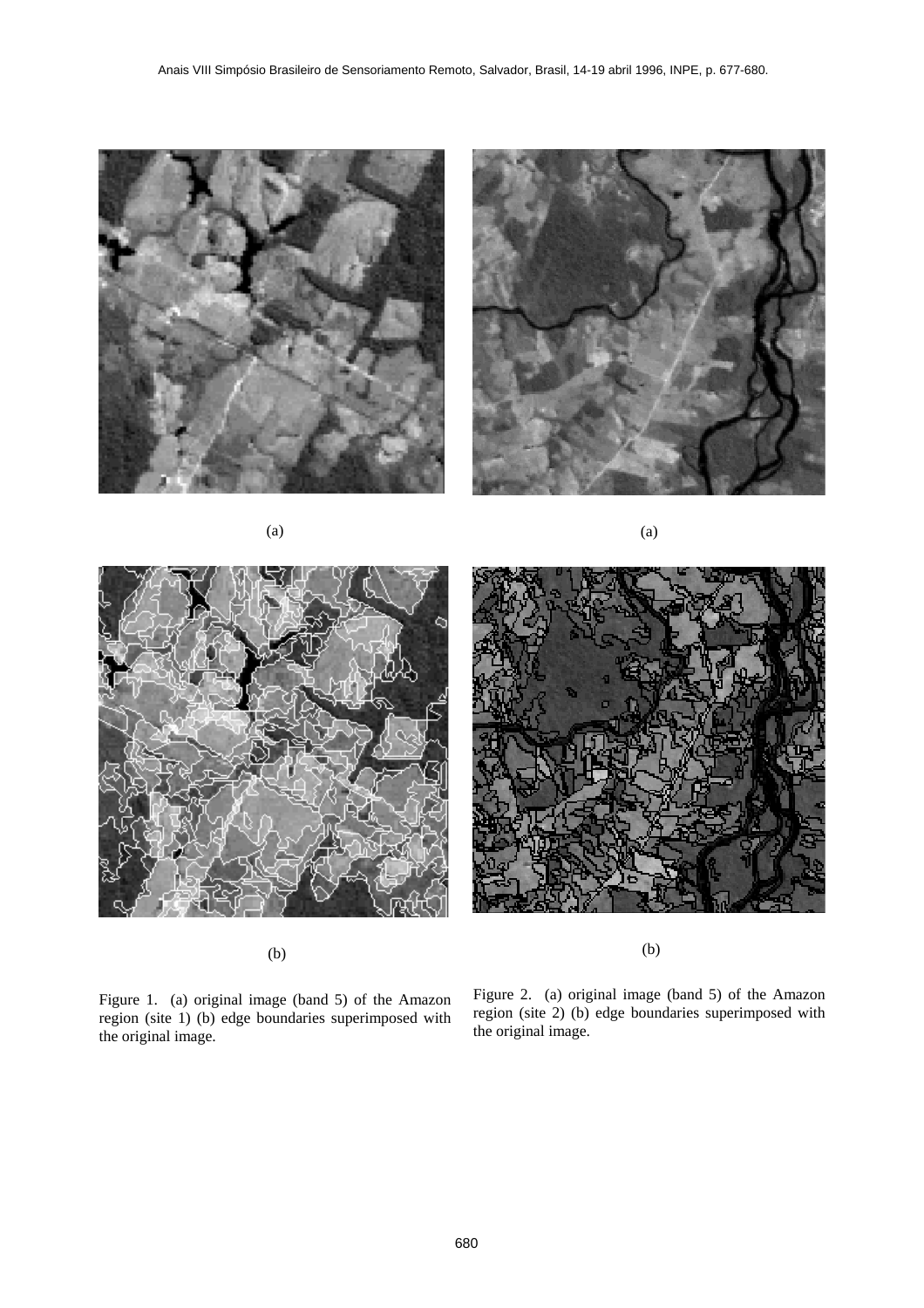(a)

(a)

(b)

(b)

Figure 1. (a) original image (band 5) of the Amazon region (site 1) (b) edge boundaries superimposed with the original image.

Figure 2. (a) original image (band 5) of the Amazon region (site 2) (b) edge boundaries superimposed with the original image.